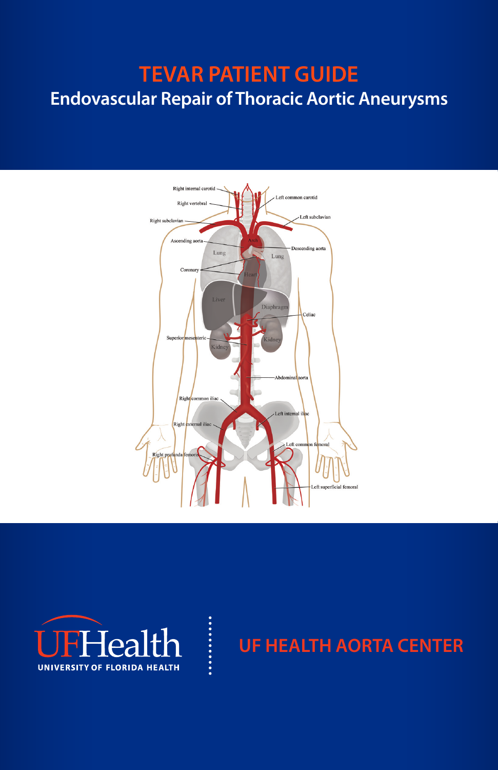# TEVAR PATIENT GUIDE

## Endovascular Repair of Thoracic Aortic Aneurysms

Right internal carotid

Right vertebral

Left common carotid

Right subclavian

Left subclavian

Ascending aorta

Arch

Descending aorta

Lung

Lung

Coronary

Heart

Liver

Diaphragm

Celiac

Superior mesenteric

Kidney

Kidney

Abdominal aorta

Right common iliac

Left internal iliac

Right external iliac

Left common femoral

Right profunda femoris

Left superficial femoral

UFHealth

UNIVERSITY OF FLORIDA HEALTH

UF HEALTH AORTA CENTER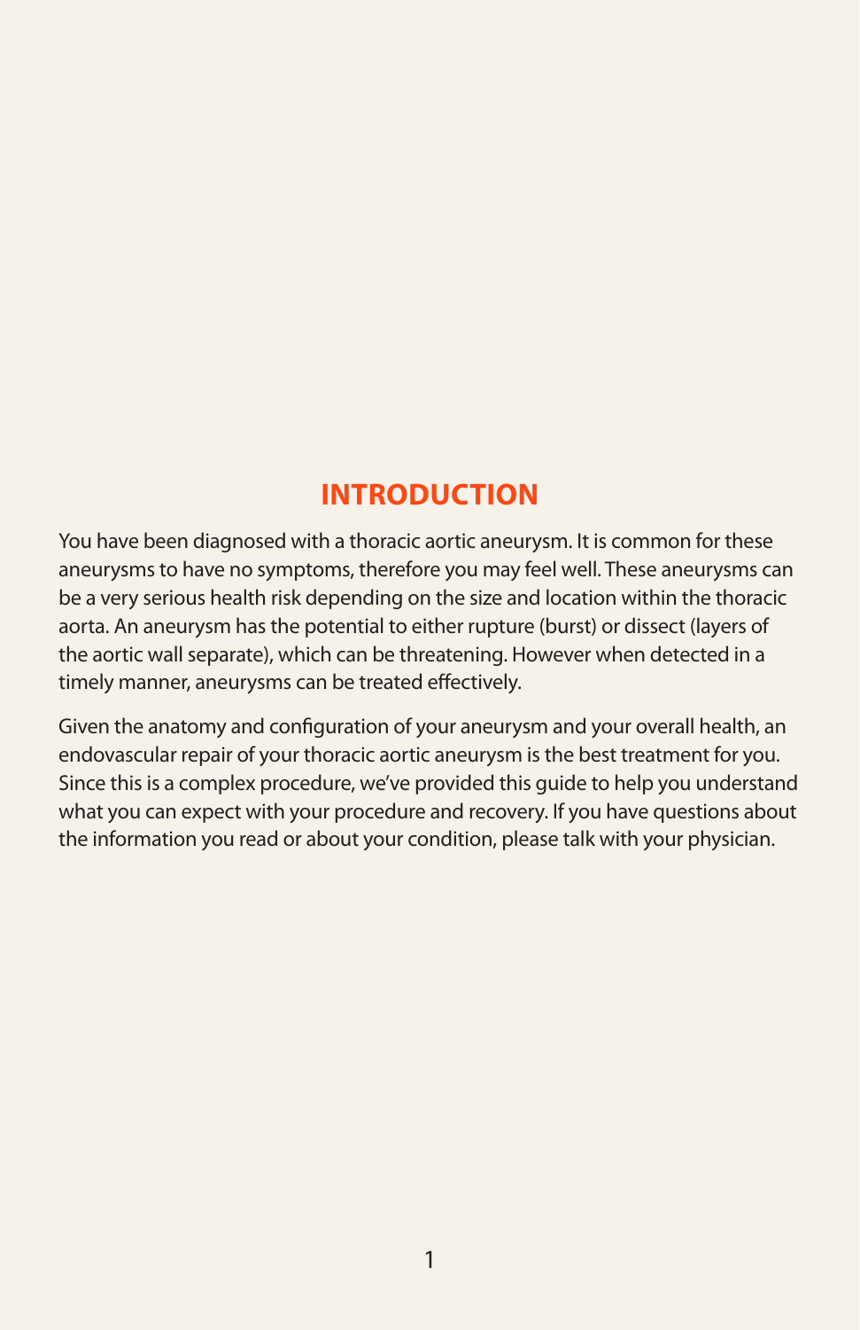# INTRODUCTION

You have been diagnosed with a thoracic aortic aneurysm. It is common for these aneurysms to have no symptoms, therefore you may feel well. These aneurysms can be a very serious health risk depending on the size and location within the thoracic aorta. An aneurysm has the potential to either rupture (burst) or dissect (layers of the aortic wall separate), which can be threatening. However when detected in a timely manner, aneurysms can be treated effectively.

Given the anatomy and configuration of your aneurysm and your overall health, an endovascular repair of your thoracic aortic aneurysm is the best treatment for you. Since this is a complex procedure, we've provided this guide to help you understand what you can expect with your procedure and recovery. If you have questions about the information you read or about your condition, please talk with your physician.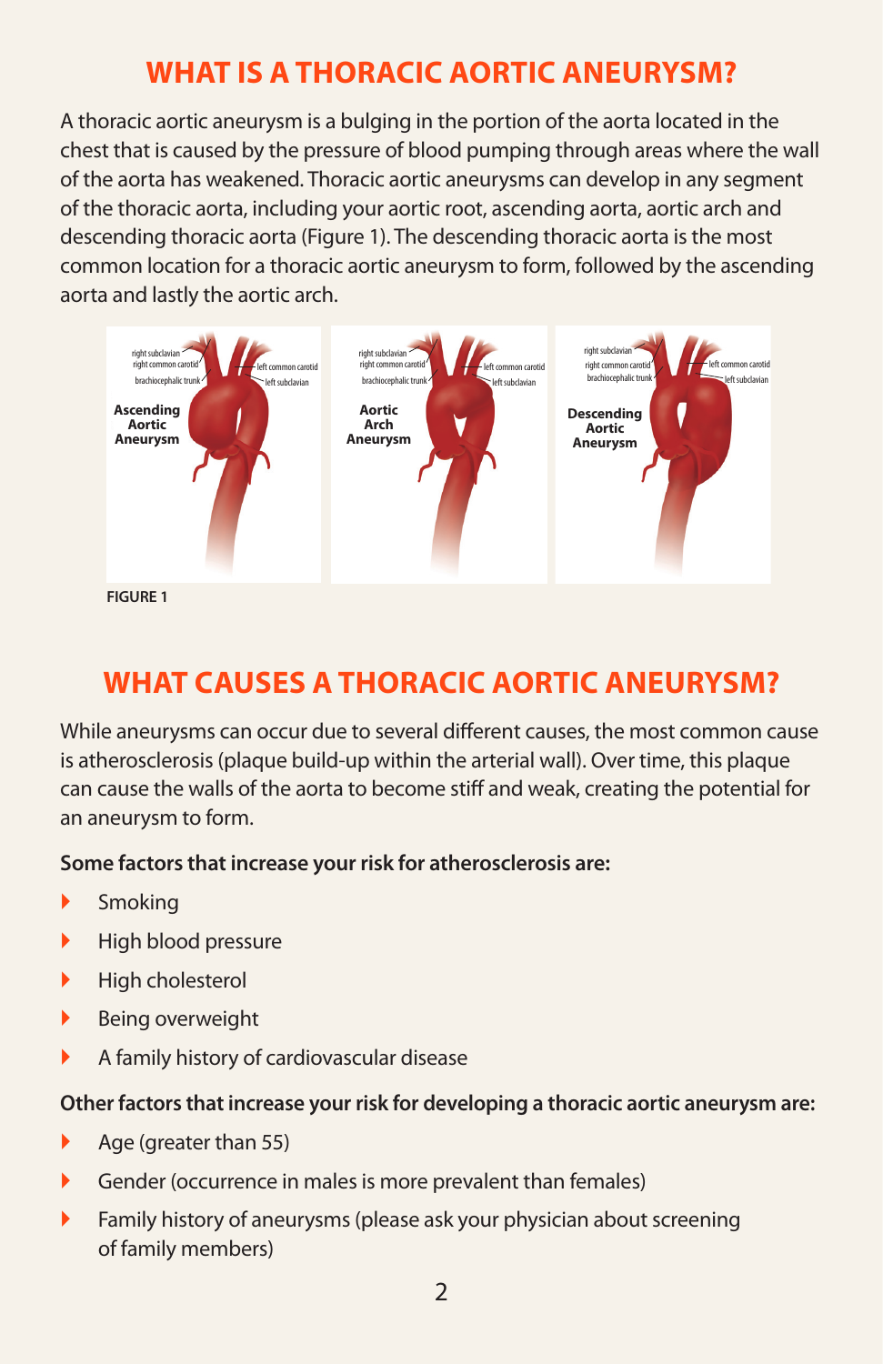## WHAT IS A THORACIC AORTIC ANEURYSM?

A thoracic aortic aneurysm is a bulging in the portion of the aorta located in the chest that is caused by the pressure of blood pumping through areas where the wall of the aorta has weakened. Thoracic aortic aneurysms can develop in any segment of the thoracic aorta, including your aortic root, ascending aorta, aortic arch and descending thoracic aorta (Figure 1). The descending thoracic aorta is the most common location for a thoracic aortic aneurysm to form, followed by the ascending aorta and lastly the aortic arch.

FIGURE 1

## WHAT CAUSES A THORACIC AORTIC ANEURYSM?

While aneurysms can occur due to several different causes, the most common cause is atherosclerosis (plaque build-up within the arterial wall). Over time, this plaque can cause the walls of the aorta to become stiff and weak, creating the potential for an aneurysm to form.

**Some factors that increase your risk for atherosclerosis are:**

- Smoking
- High blood pressure
- High cholesterol
- Being overweight
- A family history of cardiovascular disease

**Other factors that increase your risk for developing a thoracic aortic aneurysm are:**

- Age (greater than 55)
- Gender (occurrence in males is more prevalent than females)
- Family history of aneurysms (please ask your physician about screening of family members)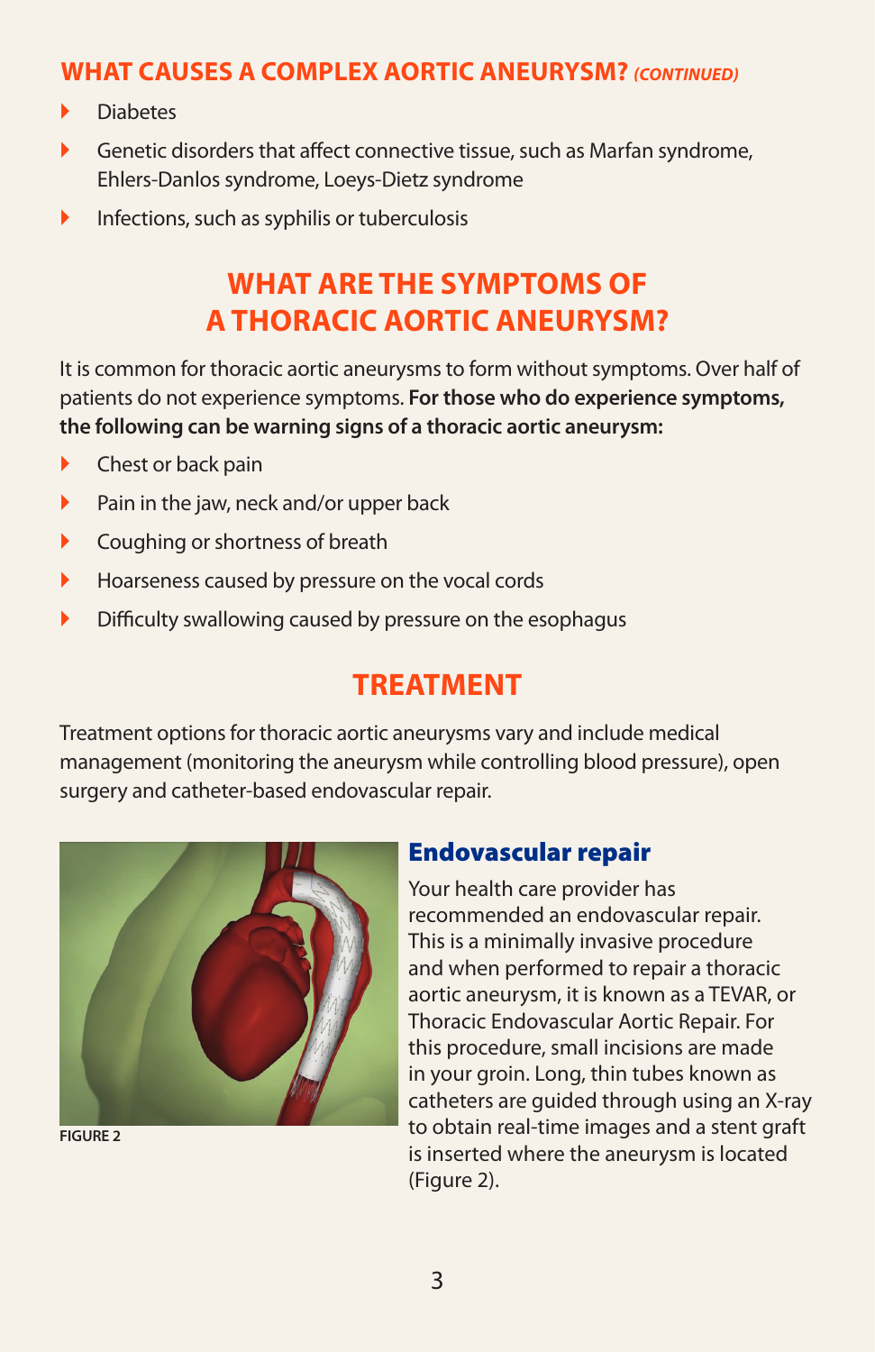## WHAT CAUSES A COMPLEX AORTIC ANEURYSM? *(CONTINUED)*

- Diabetes
- Genetic disorders that affect connective tissue, such as Marfan syndrome, Ehlers-Danlos syndrome, Loeys-Dietz syndrome
- Infections, such as syphilis or tuberculosis

## WHAT ARE THE SYMPTOMS OF A THORACIC AORTIC ANEURYSM?

It is common for thoracic aortic aneurysms to form without symptoms. Over half of patients do not experience symptoms. **For those who do experience symptoms, the following can be warning signs of a thoracic aortic aneurysm:**

- Chest or back pain
- Pain in the jaw, neck and/or upper back
- Coughing or shortness of breath
- Hoarseness caused by pressure on the vocal cords
- Difficulty swallowing caused by pressure on the esophagus

## TREATMENT

Treatment options for thoracic aortic aneurysms vary and include medical management (monitoring the aneurysm while controlling blood pressure), open surgery and catheter-based endovascular repair.

FIGURE 2

### Endovascular repair

Your health care provider has recommended an endovascular repair. This is a minimally invasive procedure and when performed to repair a thoracic aortic aneurysm, it is known as a TEVAR, or Thoracic Endovascular Aortic Repair. For this procedure, small incisions are made in your groin. Long, thin tubes known as catheters are guided through using an X-ray to obtain real-time images and a stent graft is inserted where the aneurysm is located (Figure 2).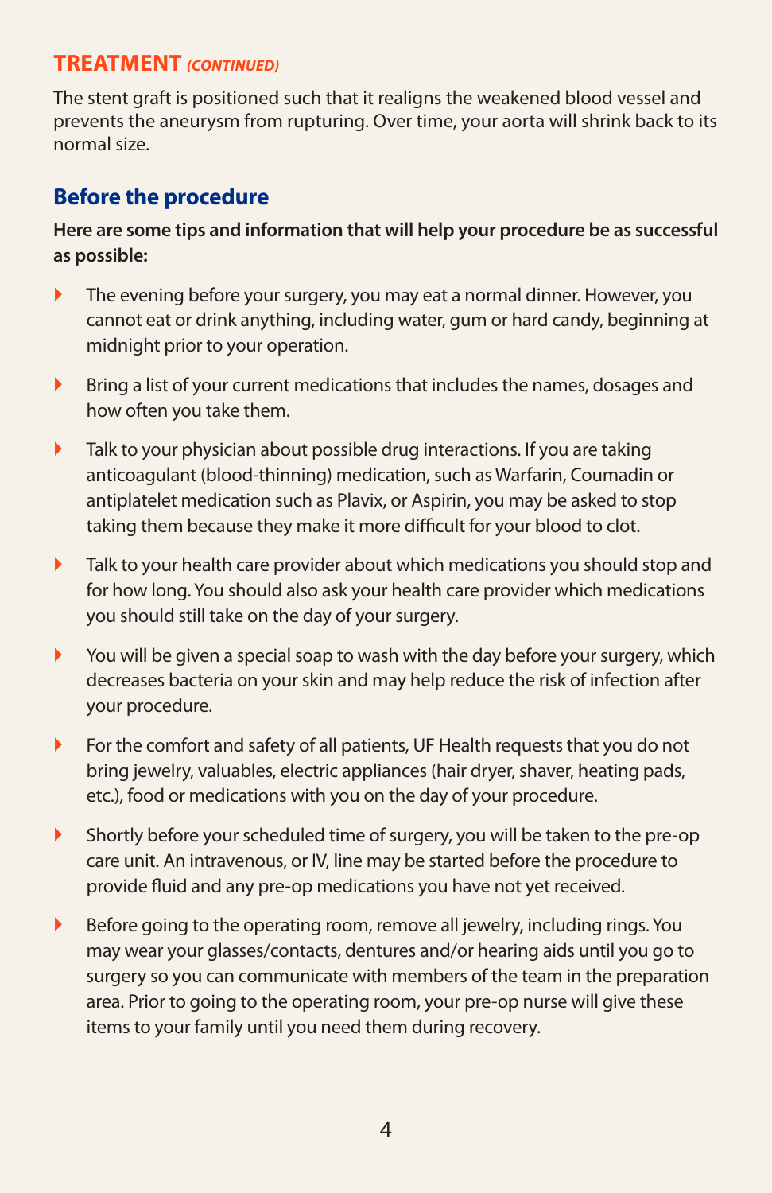## TREATMENT *(CONTINUED)*

The stent graft is positioned such that it realigns the weakened blood vessel and prevents the aneurysm from rupturing. Over time, your aorta will shrink back to its normal size.

## Before the procedure

**Here are some tips and information that will help your procedure be as successful as possible:**

- The evening before your surgery, you may eat a normal dinner. However, you cannot eat or drink anything, including water, gum or hard candy, beginning at midnight prior to your operation.
- Bring a list of your current medications that includes the names, dosages and how often you take them.
- Talk to your physician about possible drug interactions. If you are taking anticoagulant (blood-thinning) medication, such as Warfarin, Coumadin or antiplatelet medication such as Plavix, or Aspirin, you may be asked to stop taking them because they make it more difficult for your blood to clot.
- Talk to your health care provider about which medications you should stop and for how long. You should also ask your health care provider which medications you should still take on the day of your surgery.
- You will be given a special soap to wash with the day before your surgery, which decreases bacteria on your skin and may help reduce the risk of infection after your procedure.
- For the comfort and safety of all patients, UF Health requests that you do not bring jewelry, valuables, electric appliances (hair dryer, shaver, heating pads, etc.), food or medications with you on the day of your procedure.
- Shortly before your scheduled time of surgery, you will be taken to the pre-op care unit. An intravenous, or IV, line may be started before the procedure to provide fluid and any pre-op medications you have not yet received.
- Before going to the operating room, remove all jewelry, including rings. You may wear your glasses/contacts, dentures and/or hearing aids until you go to surgery so you can communicate with members of the team in the preparation area. Prior to going to the operating room, your pre-op nurse will give these items to your family until you need them during recovery.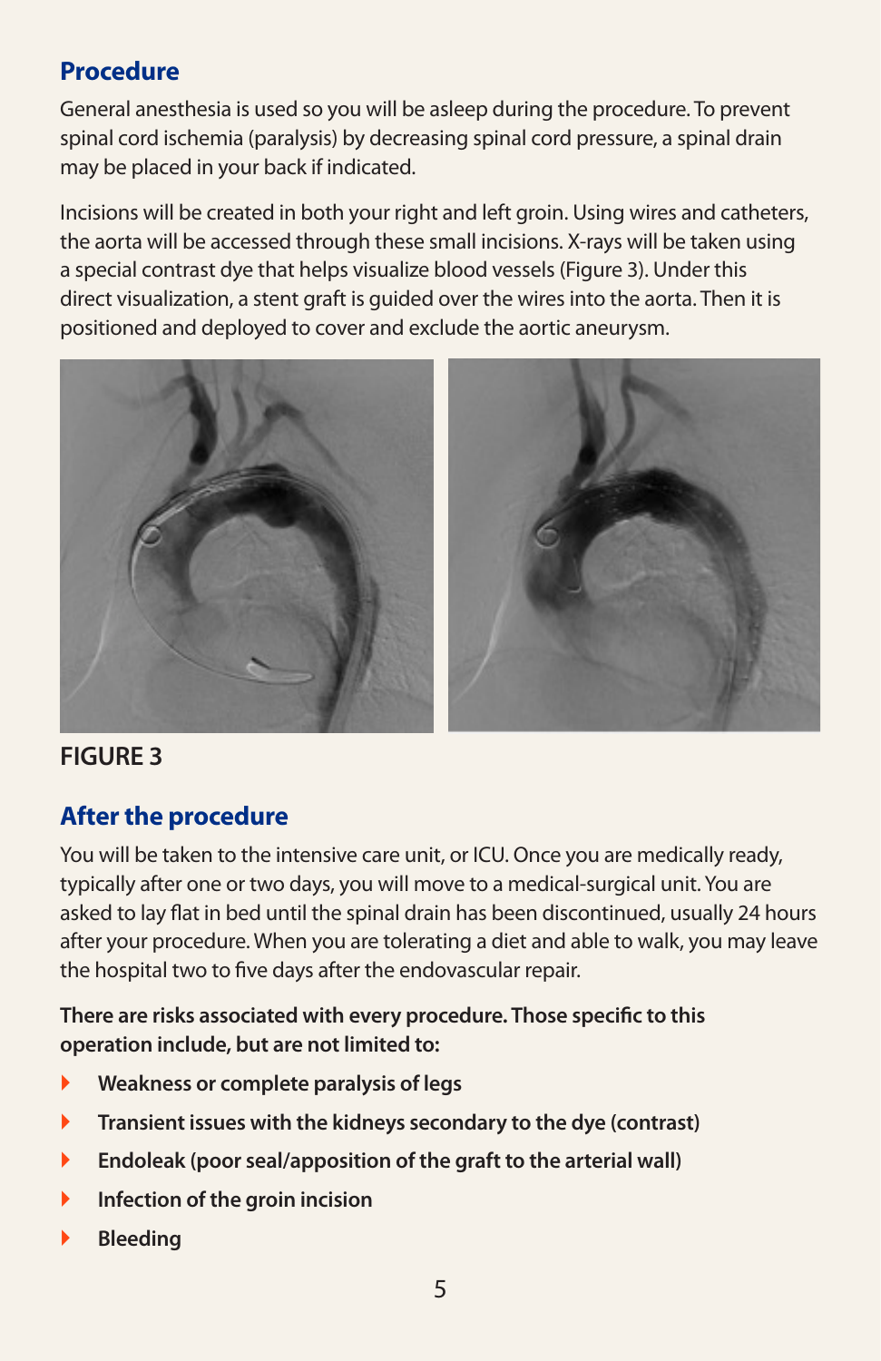## Procedure

General anesthesia is used so you will be asleep during the procedure. To prevent spinal cord ischemia (paralysis) by decreasing spinal cord pressure, a spinal drain may be placed in your back if indicated.

Incisions will be created in both your right and left groin. Using wires and catheters, the aorta will be accessed through these small incisions. X-rays will be taken using a special contrast dye that helps visualize blood vessels (Figure 3). Under this direct visualization, a stent graft is guided over the wires into the aorta. Then it is positioned and deployed to cover and exclude the aortic aneurysm.

**FIGURE 3**

## After the procedure

You will be taken to the intensive care unit, or ICU. Once you are medically ready, typically after one or two days, you will move to a medical-surgical unit. You are asked to lay flat in bed until the spinal drain has been discontinued, usually 24 hours after your procedure. When you are tolerating a diet and able to walk, you may leave the hospital two to five days after the endovascular repair.

**There are risks associated with every procedure. Those specific to this operation include, but are not limited to:**

- **Weakness or complete paralysis of legs**
- **Transient issues with the kidneys secondary to the dye (contrast)**
- **Endoleak (poor seal/apposition of the graft to the arterial wall)**
- **Infection of the groin incision**
- **Bleeding**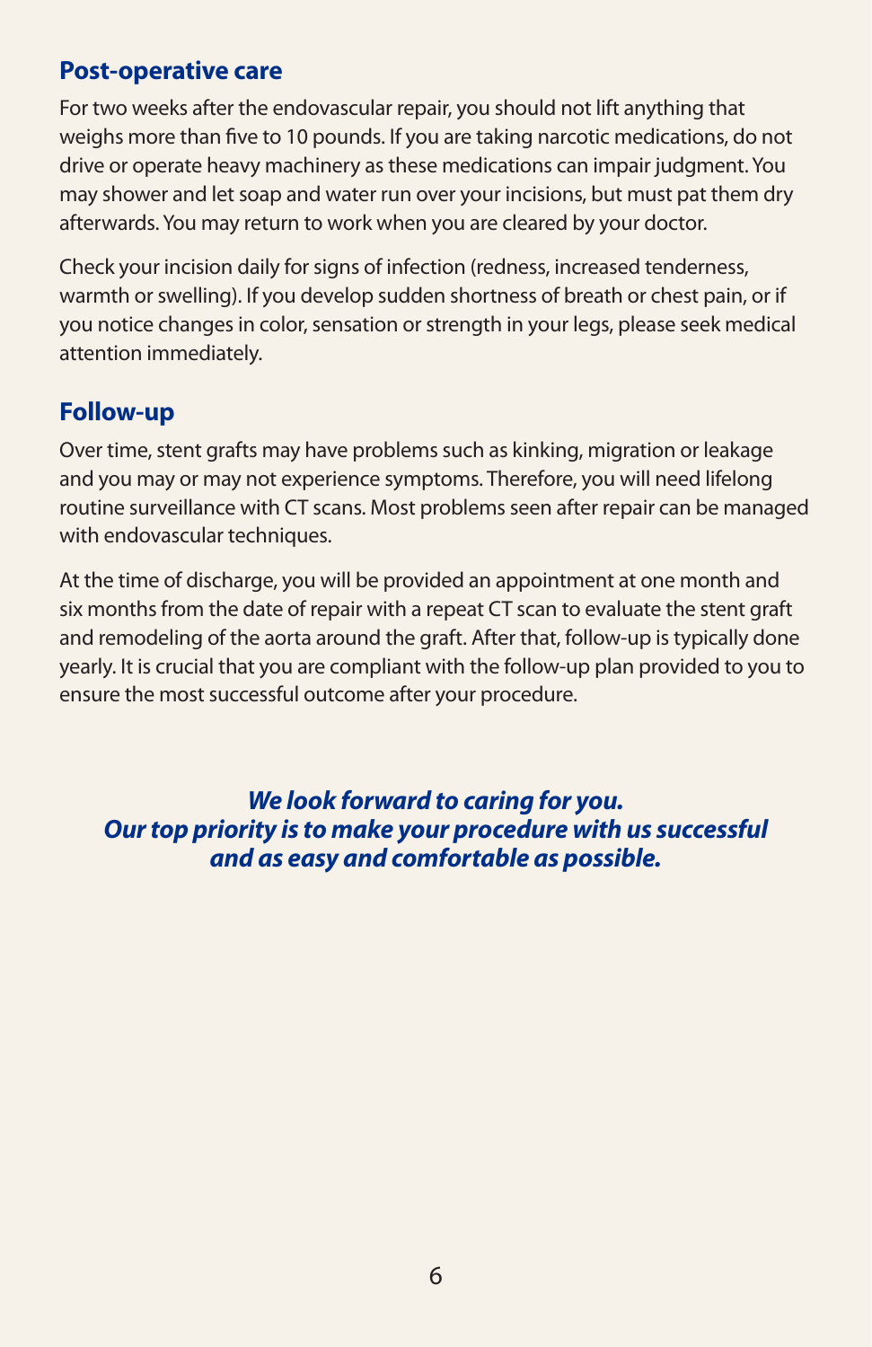## Post-operative care

For two weeks after the endovascular repair, you should not lift anything that weighs more than five to 10 pounds. If you are taking narcotic medications, do not drive or operate heavy machinery as these medications can impair judgment. You may shower and let soap and water run over your incisions, but must pat them dry afterwards. You may return to work when you are cleared by your doctor.

Check your incision daily for signs of infection (redness, increased tenderness, warmth or swelling). If you develop sudden shortness of breath or chest pain, or if you notice changes in color, sensation or strength in your legs, please seek medical attention immediately.

## Follow-up

Over time, stent grafts may have problems such as kinking, migration or leakage and you may or may not experience symptoms. Therefore, you will need lifelong routine surveillance with CT scans. Most problems seen after repair can be managed with endovascular techniques.

At the time of discharge, you will be provided an appointment at one month and six months from the date of repair with a repeat CT scan to evaluate the stent graft and remodeling of the aorta around the graft. After that, follow-up is typically done yearly. It is crucial that you are compliant with the follow-up plan provided to you to ensure the most successful outcome after your procedure.

***We look forward to caring for you.***
***Our top priority is to make your procedure with us successful and as easy and comfortable as possible.***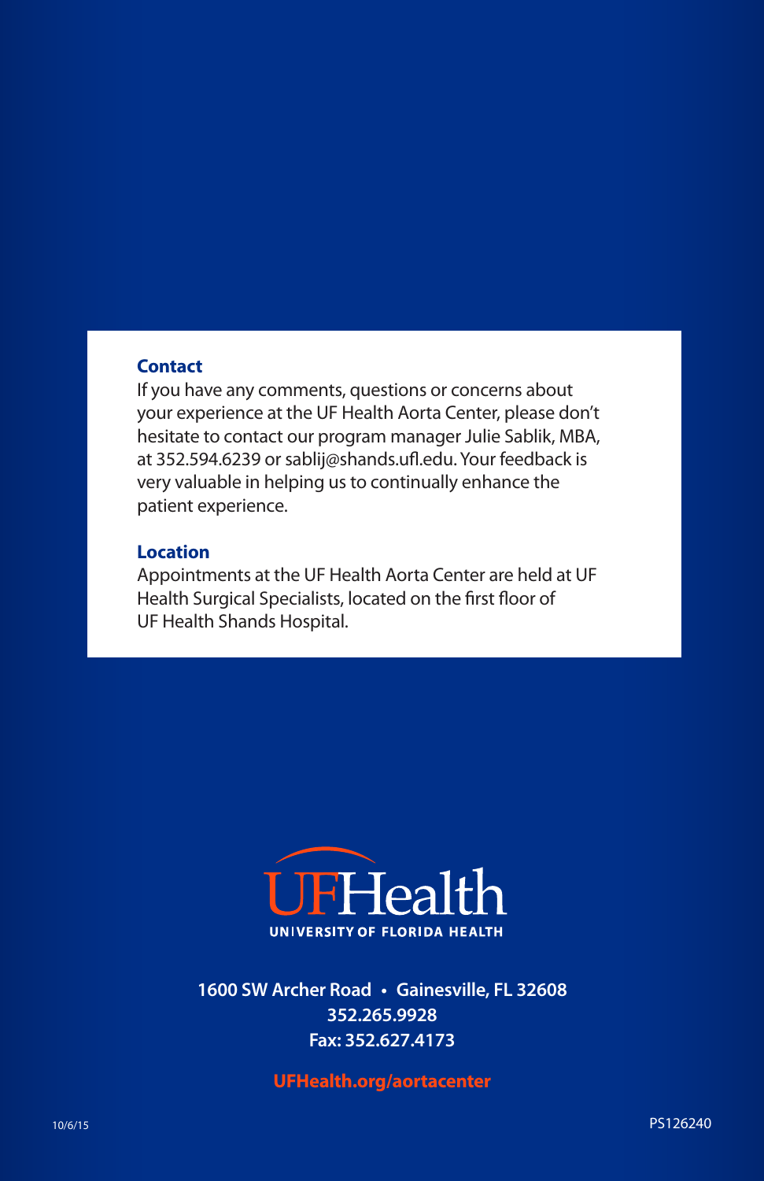## Contact

If you have any comments, questions or concerns about your experience at the UF Health Aorta Center, please don't hesitate to contact our program manager Julie Sablik, MBA, at 352.594.6239 or sablij@shands.ufl.edu. Your feedback is very valuable in helping us to continually enhance the patient experience.

## Location

Appointments at the UF Health Aorta Center are held at UF Health Surgical Specialists, located on the first floor of UF Health Shands Hospital.

UFHealth
UNIVERSITY OF FLORIDA HEALTH

**1600 SW Archer Road • Gainesville, FL 32608**
**352.265.9928**
**Fax: 352.627.4173**

**UFHealth.org/aortacenter**

10/6/15

PS126240